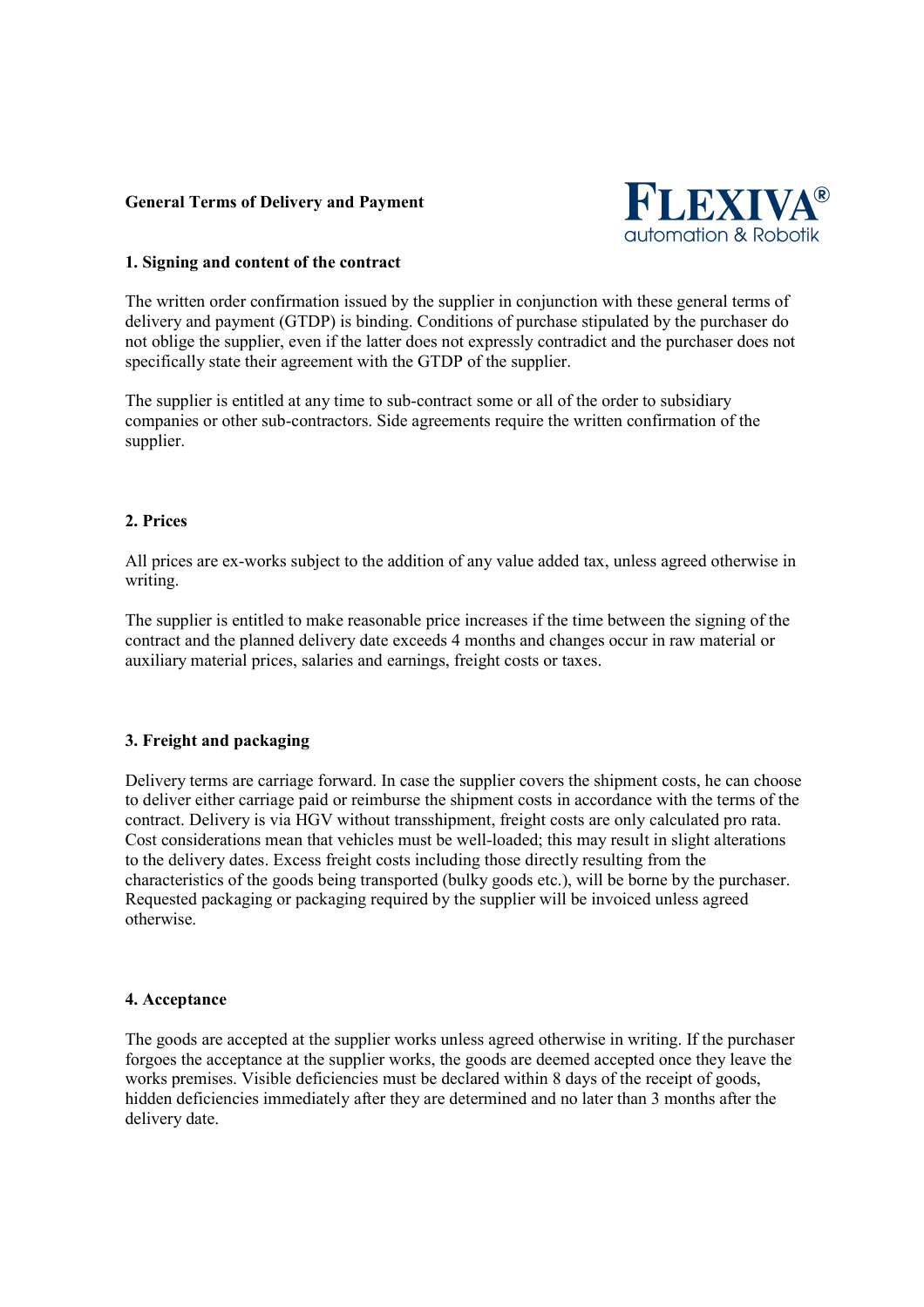# General Terms of Delivery and Payment

FLEXIVA®
automation & Robotik

## 1. Signing and content of the contract

The written order confirmation issued by the supplier in conjunction with these general terms of delivery and payment (GTDP) is binding. Conditions of purchase stipulated by the purchaser do not oblige the supplier, even if the latter does not expressly contradict and the purchaser does not specifically state their agreement with the GTDP of the supplier.

The supplier is entitled at any time to sub-contract some or all of the order to subsidiary companies or other sub-contractors. Side agreements require the written confirmation of the supplier.

## 2. Prices

All prices are ex-works subject to the addition of any value added tax, unless agreed otherwise in writing.

The supplier is entitled to make reasonable price increases if the time between the signing of the contract and the planned delivery date exceeds 4 months and changes occur in raw material or auxiliary material prices, salaries and earnings, freight costs or taxes.

## 3. Freight and packaging

Delivery terms are carriage forward. In case the supplier covers the shipment costs, he can choose to deliver either carriage paid or reimburse the shipment costs in accordance with the terms of the contract. Delivery is via HGV without transshipment, freight costs are only calculated pro rata. Cost considerations mean that vehicles must be well-loaded; this may result in slight alterations to the delivery dates. Excess freight costs including those directly resulting from the characteristics of the goods being transported (bulky goods etc.), will be borne by the purchaser. Requested packaging or packaging required by the supplier will be invoiced unless agreed otherwise.

## 4. Acceptance

The goods are accepted at the supplier works unless agreed otherwise in writing. If the purchaser forgoes the acceptance at the supplier works, the goods are deemed accepted once they leave the works premises. Visible deficiencies must be declared within 8 days of the receipt of goods, hidden deficiencies immediately after they are determined and no later than 3 months after the delivery date.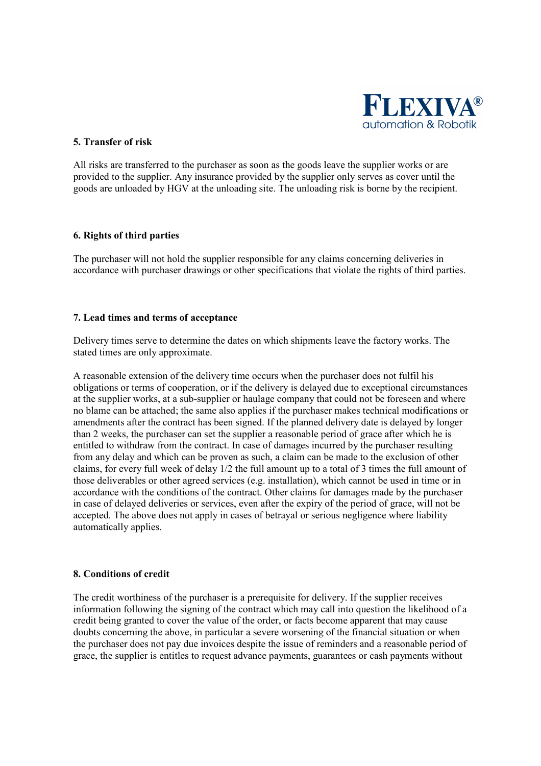## 5. Transfer of risk

All risks are transferred to the purchaser as soon as the goods leave the supplier works or are provided to the supplier. Any insurance provided by the supplier only serves as cover until the goods are unloaded by HGV at the unloading site. The unloading risk is borne by the recipient.

## 6. Rights of third parties

The purchaser will not hold the supplier responsible for any claims concerning deliveries in accordance with purchaser drawings or other specifications that violate the rights of third parties.

## 7. Lead times and terms of acceptance

Delivery times serve to determine the dates on which shipments leave the factory works. The stated times are only approximate.

A reasonable extension of the delivery time occurs when the purchaser does not fulfil his obligations or terms of cooperation, or if the delivery is delayed due to exceptional circumstances at the supplier works, at a sub-supplier or haulage company that could not be foreseen and where no blame can be attached; the same also applies if the purchaser makes technical modifications or amendments after the contract has been signed. If the planned delivery date is delayed by longer than 2 weeks, the purchaser can set the supplier a reasonable period of grace after which he is entitled to withdraw from the contract. In case of damages incurred by the purchaser resulting from any delay and which can be proven as such, a claim can be made to the exclusion of other claims, for every full week of delay 1/2 the full amount up to a total of 3 times the full amount of those deliverables or other agreed services (e.g. installation), which cannot be used in time or in accordance with the conditions of the contract. Other claims for damages made by the purchaser in case of delayed deliveries or services, even after the expiry of the period of grace, will not be accepted. The above does not apply in cases of betrayal or serious negligence where liability automatically applies.

## 8. Conditions of credit

The credit worthiness of the purchaser is a prerequisite for delivery. If the supplier receives information following the signing of the contract which may call into question the likelihood of a credit being granted to cover the value of the order, or facts become apparent that may cause doubts concerning the above, in particular a severe worsening of the financial situation or when the purchaser does not pay due invoices despite the issue of reminders and a reasonable period of grace, the supplier is entitles to request advance payments, guarantees or cash payments without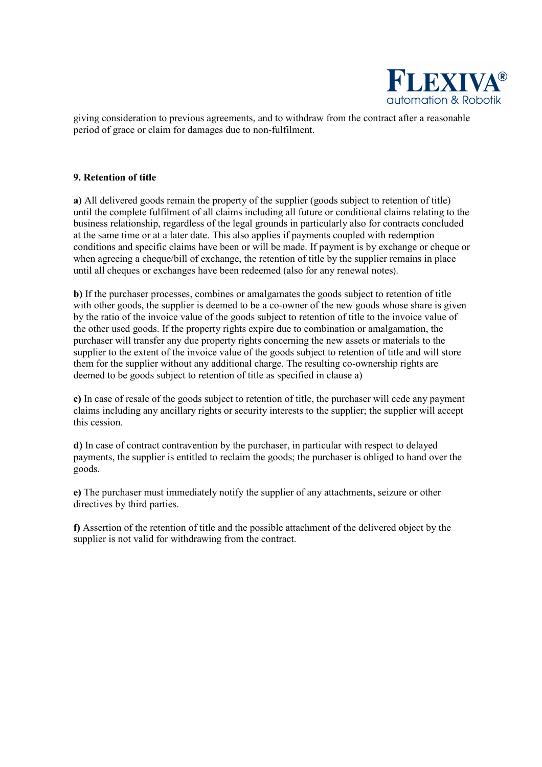giving consideration to previous agreements, and to withdraw from the contract after a reasonable period of grace or claim for damages due to non-fulfilment.

**9. Retention of title**

**a)** All delivered goods remain the property of the supplier (goods subject to retention of title) until the complete fulfilment of all claims including all future or conditional claims relating to the business relationship, regardless of the legal grounds in particularly also for contracts concluded at the same time or at a later date. This also applies if payments coupled with redemption conditions and specific claims have been or will be made. If payment is by exchange or cheque or when agreeing a cheque/bill of exchange, the retention of title by the supplier remains in place until all cheques or exchanges have been redeemed (also for any renewal notes).

**b)** If the purchaser processes, combines or amalgamates the goods subject to retention of title with other goods, the supplier is deemed to be a co-owner of the new goods whose share is given by the ratio of the invoice value of the goods subject to retention of title to the invoice value of the other used goods. If the property rights expire due to combination or amalgamation, the purchaser will transfer any due property rights concerning the new assets or materials to the supplier to the extent of the invoice value of the goods subject to retention of title and will store them for the supplier without any additional charge. The resulting co-ownership rights are deemed to be goods subject to retention of title as specified in clause a)

**c)** In case of resale of the goods subject to retention of title, the purchaser will cede any payment claims including any ancillary rights or security interests to the supplier; the supplier will accept this cession.

**d)** In case of contract contravention by the purchaser, in particular with respect to delayed payments, the supplier is entitled to reclaim the goods; the purchaser is obliged to hand over the goods.

**e)** The purchaser must immediately notify the supplier of any attachments, seizure or other directives by third parties.

**f)** Assertion of the retention of title and the possible attachment of the delivered object by the supplier is not valid for withdrawing from the contract.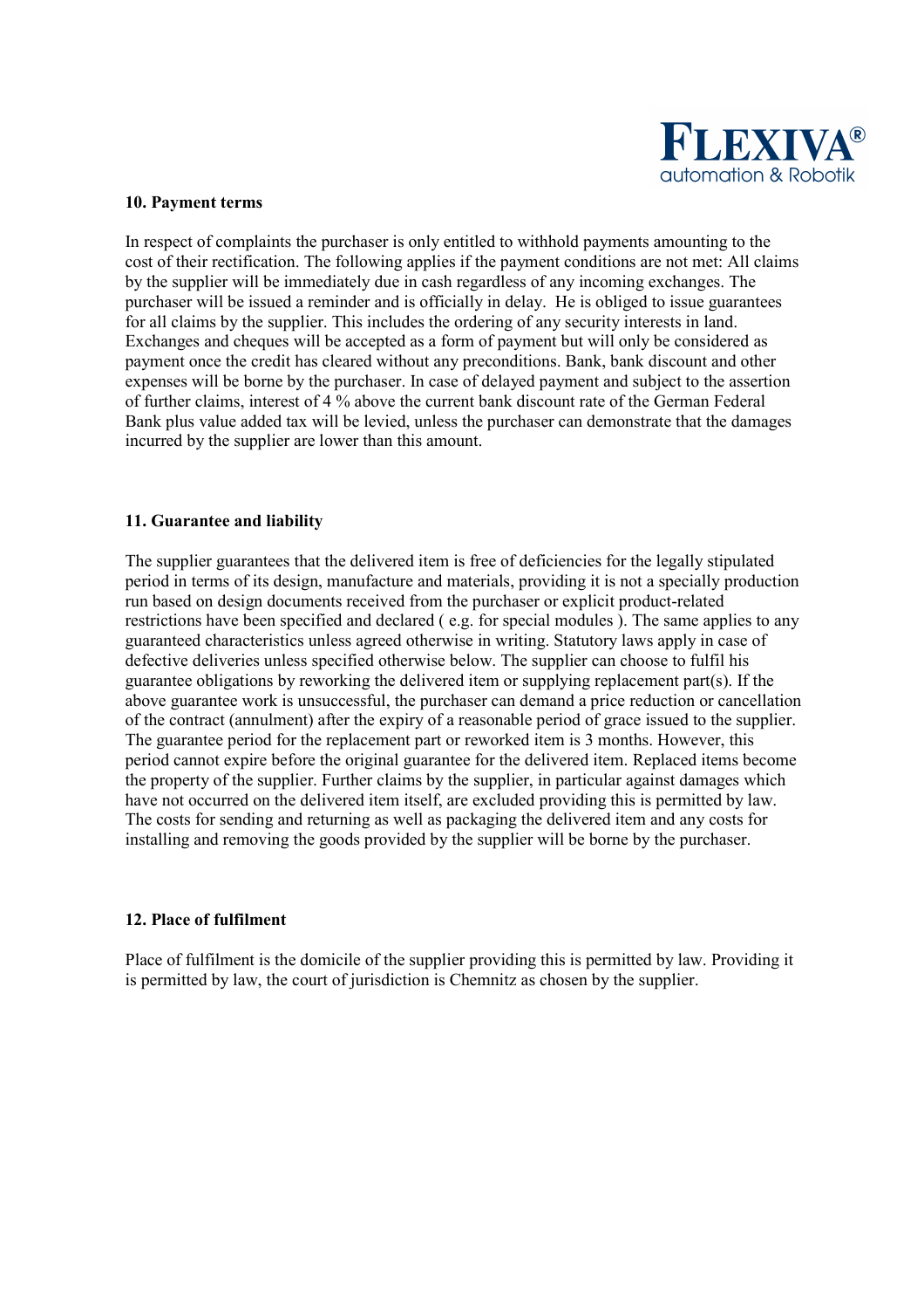## 10. Payment terms

In respect of complaints the purchaser is only entitled to withhold payments amounting to the cost of their rectification. The following applies if the payment conditions are not met: All claims by the supplier will be immediately due in cash regardless of any incoming exchanges. The purchaser will be issued a reminder and is officially in delay. He is obliged to issue guarantees for all claims by the supplier. This includes the ordering of any security interests in land. Exchanges and cheques will be accepted as a form of payment but will only be considered as payment once the credit has cleared without any preconditions. Bank, bank discount and other expenses will be borne by the purchaser. In case of delayed payment and subject to the assertion of further claims, interest of 4 % above the current bank discount rate of the German Federal Bank plus value added tax will be levied, unless the purchaser can demonstrate that the damages incurred by the supplier are lower than this amount.

## 11. Guarantee and liability

The supplier guarantees that the delivered item is free of deficiencies for the legally stipulated period in terms of its design, manufacture and materials, providing it is not a specially production run based on design documents received from the purchaser or explicit product-related restrictions have been specified and declared ( e.g. for special modules ). The same applies to any guaranteed characteristics unless agreed otherwise in writing. Statutory laws apply in case of defective deliveries unless specified otherwise below. The supplier can choose to fulfil his guarantee obligations by reworking the delivered item or supplying replacement part(s). If the above guarantee work is unsuccessful, the purchaser can demand a price reduction or cancellation of the contract (annulment) after the expiry of a reasonable period of grace issued to the supplier. The guarantee period for the replacement part or reworked item is 3 months. However, this period cannot expire before the original guarantee for the delivered item. Replaced items become the property of the supplier. Further claims by the supplier, in particular against damages which have not occurred on the delivered item itself, are excluded providing this is permitted by law. The costs for sending and returning as well as packaging the delivered item and any costs for installing and removing the goods provided by the supplier will be borne by the purchaser.

## 12. Place of fulfilment

Place of fulfilment is the domicile of the supplier providing this is permitted by law. Providing it is permitted by law, the court of jurisdiction is Chemnitz as chosen by the supplier.